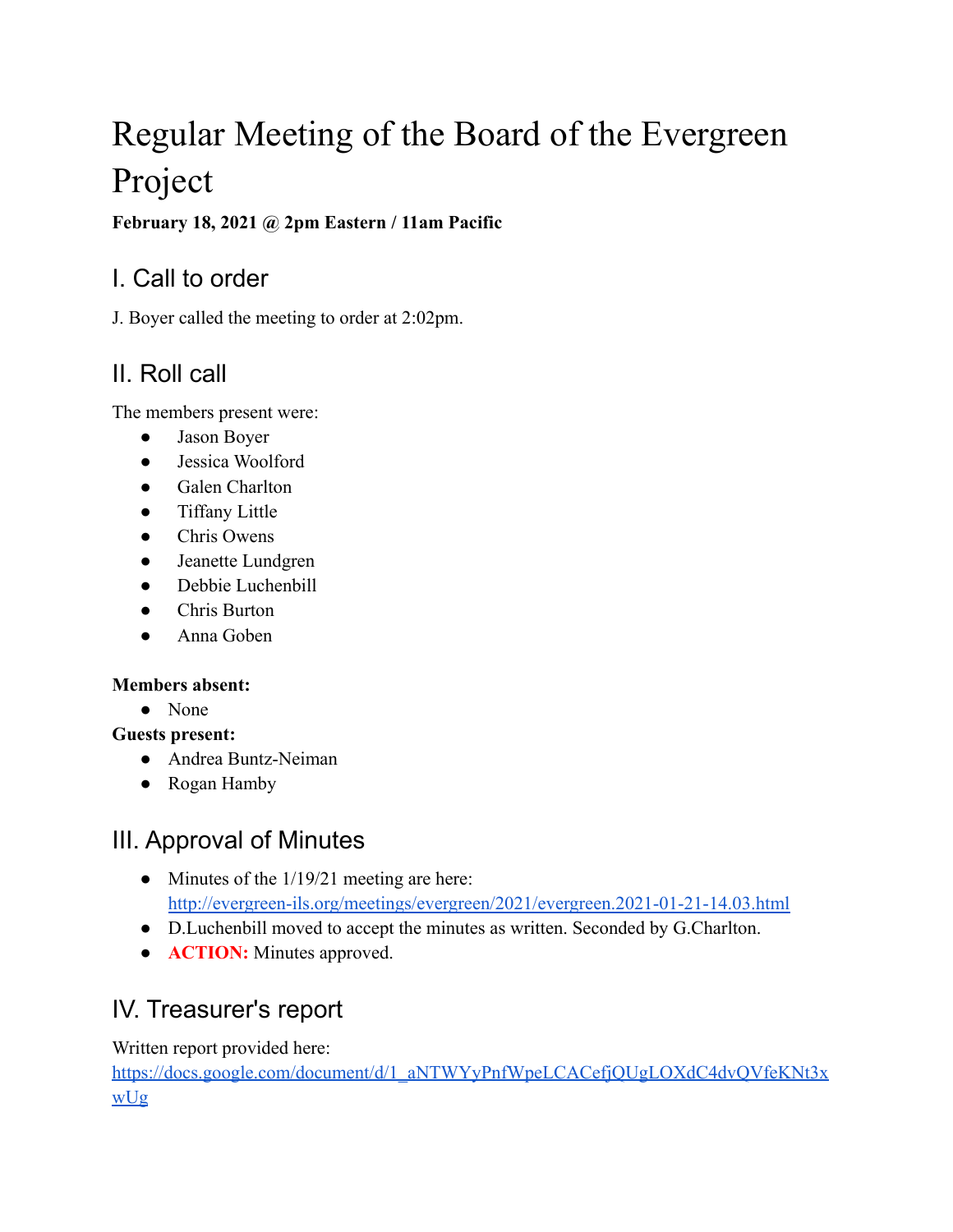# Regular Meeting of the Board of the Evergreen Project

**February 18, 2021 @ 2pm Eastern / 11am Pacific**

## I. Call to order

J. Boyer called the meeting to order at 2:02pm.

## II. Roll call

The members present were:

- Jason Boyer
- Jessica Woolford
- Galen Charlton
- Tiffany Little
- Chris Owens
- Jeanette Lundgren
- Debbie Luchenbill
- Chris Burton
- Anna Goben

**Members absent:**

- None

**Guests present:**

- Andrea Buntz-Neiman
- Rogan Hamby

## III. Approval of Minutes

- Minutes of the 1/19/21 meeting are here: http://evergreen-ils.org/meetings/evergreen/2021/evergreen.2021-01-21-14.03.html
- D.Luchenbill moved to accept the minutes as written. Seconded by G.Charlton.
- **ACTION:** Minutes approved.

## IV. Treasurer's report

Written report provided here: https://docs.google.com/document/d/1_aNTWYyPnfWpeLCACefjQUgLOXdC4dvQVfeKNt3xwUg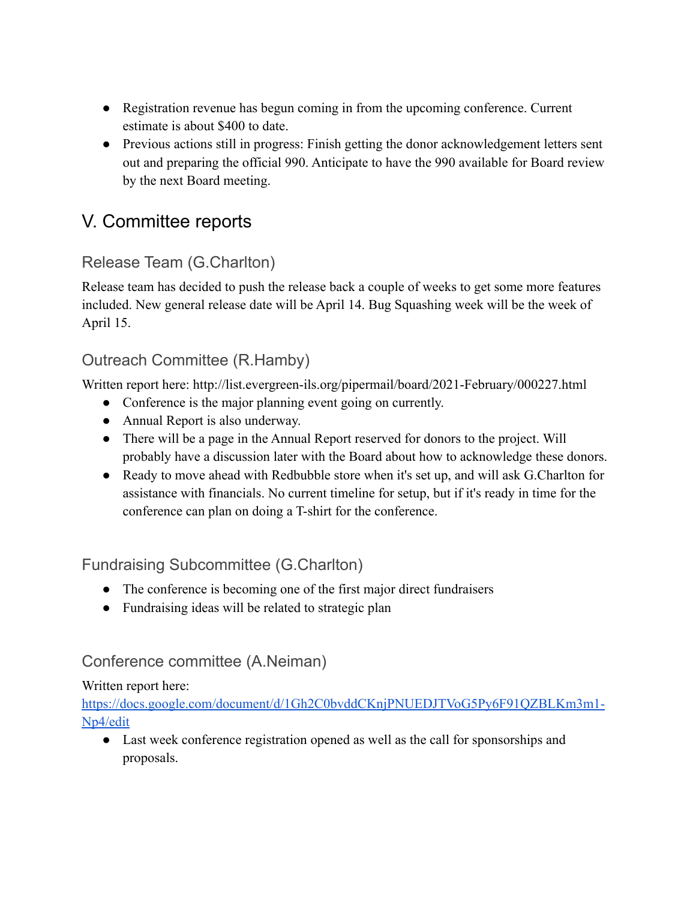- Registration revenue has begun coming in from the upcoming conference. Current estimate is about $400 to date.
- Previous actions still in progress: Finish getting the donor acknowledgement letters sent out and preparing the official 990. Anticipate to have the 990 available for Board review by the next Board meeting.

# V. Committee reports

## Release Team (G.Charlton)

Release team has decided to push the release back a couple of weeks to get some more features included. New general release date will be April 14. Bug Squashing week will be the week of April 15.

## Outreach Committee (R.Hamby)

Written report here: http://list.evergreen-ils.org/pipermail/board/2021-February/000227.html

- Conference is the major planning event going on currently.
- Annual Report is also underway.
- There will be a page in the Annual Report reserved for donors to the project. Will probably have a discussion later with the Board about how to acknowledge these donors.
- Ready to move ahead with Redbubble store when it's set up, and will ask G.Charlton for assistance with financials. No current timeline for setup, but if it's ready in time for the conference can plan on doing a T-shirt for the conference.

## Fundraising Subcommittee (G.Charlton)

- The conference is becoming one of the first major direct fundraisers
- Fundraising ideas will be related to strategic plan

## Conference committee (A.Neiman)

Written report here:
[https://docs.google.com/document/d/1Gh2C0bvddCKnjPNUEDJTVoG5Py6F91QZBLKm3m1-Np4/edit](https://docs.google.com/document/d/1Gh2C0bvddCKnjPNUEDJTVoG5Py6F91QZBLKm3m1-Np4/edit)

- Last week conference registration opened as well as the call for sponsorships and proposals.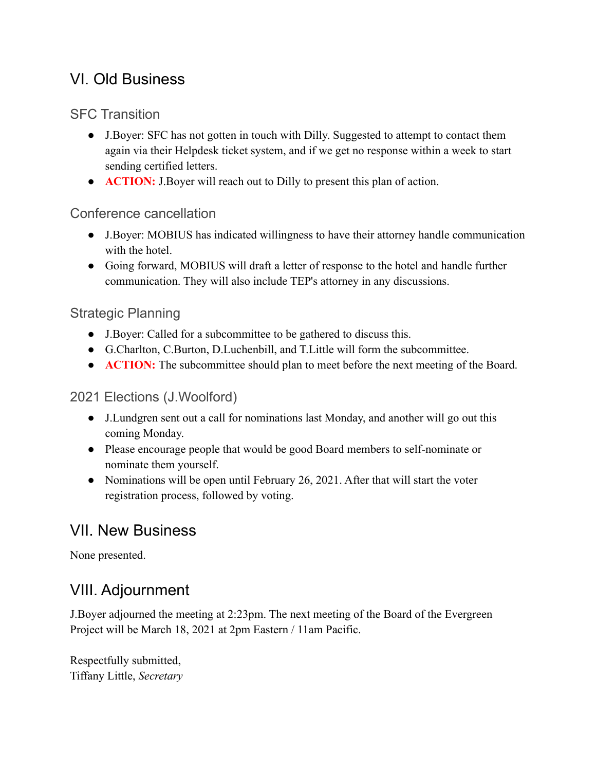## VI. Old Business

### SFC Transition

- J.Boyer: SFC has not gotten in touch with Dilly. Suggested to attempt to contact them again via their Helpdesk ticket system, and if we get no response within a week to start sending certified letters.
- **ACTION:** J.Boyer will reach out to Dilly to present this plan of action.

### Conference cancellation

- J.Boyer: MOBIUS has indicated willingness to have their attorney handle communication with the hotel.
- Going forward, MOBIUS will draft a letter of response to the hotel and handle further communication. They will also include TEP's attorney in any discussions.

### Strategic Planning

- J.Boyer: Called for a subcommittee to be gathered to discuss this.
- G.Charlton, C.Burton, D.Luchenbill, and T.Little will form the subcommittee.
- **ACTION:** The subcommittee should plan to meet before the next meeting of the Board.

### 2021 Elections (J.Woolford)

- J.Lundgren sent out a call for nominations last Monday, and another will go out this coming Monday.
- Please encourage people that would be good Board members to self-nominate or nominate them yourself.
- Nominations will be open until February 26, 2021. After that will start the voter registration process, followed by voting.

## VII. New Business

None presented.

## VIII. Adjournment

J.Boyer adjourned the meeting at 2:23pm. The next meeting of the Board of the Evergreen Project will be March 18, 2021 at 2pm Eastern / 11am Pacific.

Respectfully submitted,
Tiffany Little, *Secretary*